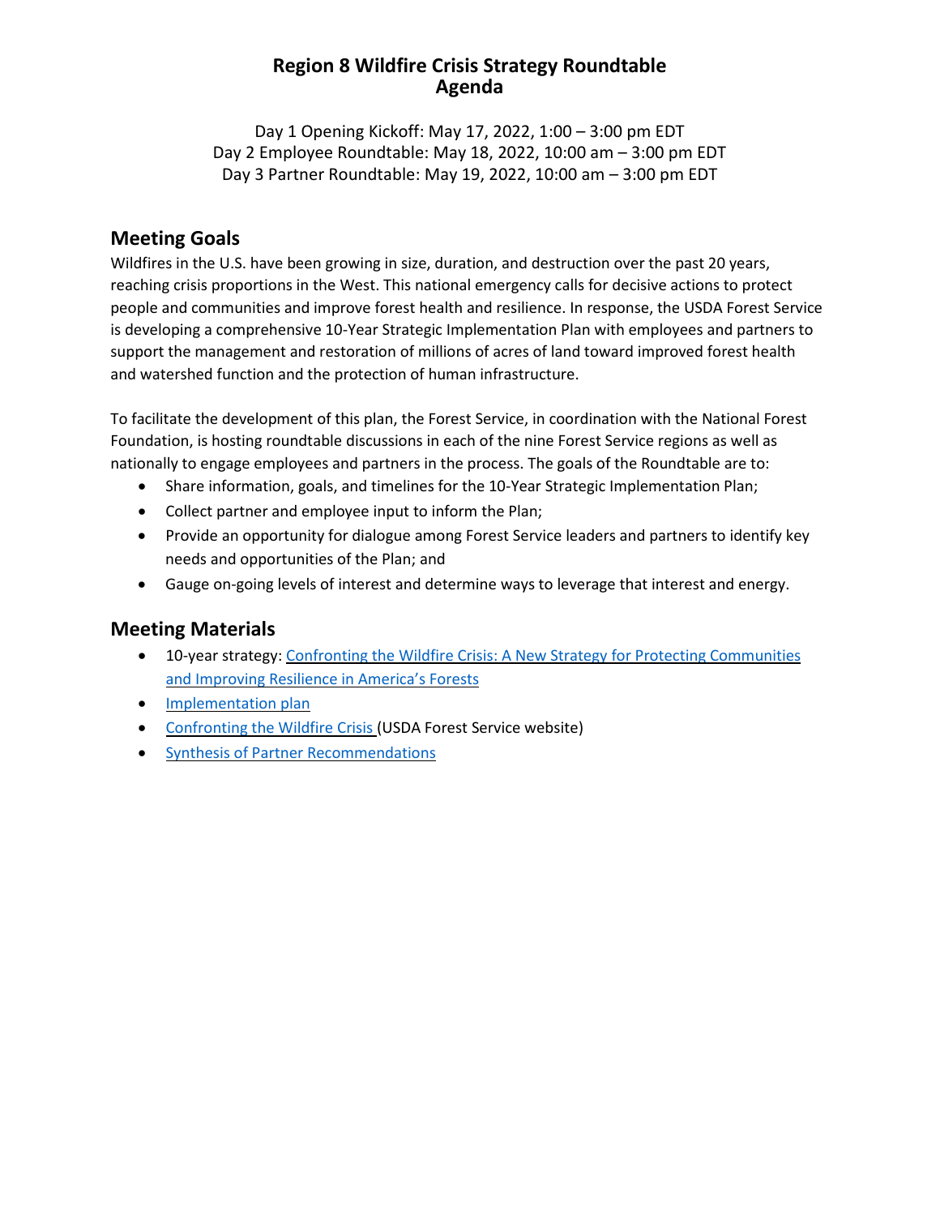# Region 8 Wildfire Crisis Strategy Roundtable
# Agenda

Day 1 Opening Kickoff: May 17, 2022, 1:00 – 3:00 pm EDT
Day 2 Employee Roundtable: May 18, 2022, 10:00 am – 3:00 pm EDT
Day 3 Partner Roundtable: May 19, 2022, 10:00 am – 3:00 pm EDT

## Meeting Goals

Wildfires in the U.S. have been growing in size, duration, and destruction over the past 20 years, reaching crisis proportions in the West. This national emergency calls for decisive actions to protect people and communities and improve forest health and resilience. In response, the USDA Forest Service is developing a comprehensive 10-Year Strategic Implementation Plan with employees and partners to support the management and restoration of millions of acres of land toward improved forest health and watershed function and the protection of human infrastructure.

To facilitate the development of this plan, the Forest Service, in coordination with the National Forest Foundation, is hosting roundtable discussions in each of the nine Forest Service regions as well as nationally to engage employees and partners in the process. The goals of the Roundtable are to:

- Share information, goals, and timelines for the 10-Year Strategic Implementation Plan;
- Collect partner and employee input to inform the Plan;
- Provide an opportunity for dialogue among Forest Service leaders and partners to identify key needs and opportunities of the Plan; and
- Gauge on-going levels of interest and determine ways to leverage that interest and energy.

## Meeting Materials

- 10-year strategy: Confronting the Wildfire Crisis: A New Strategy for Protecting Communities and Improving Resilience in America's Forests
- Implementation plan
- Confronting the Wildfire Crisis (USDA Forest Service website)
- Synthesis of Partner Recommendations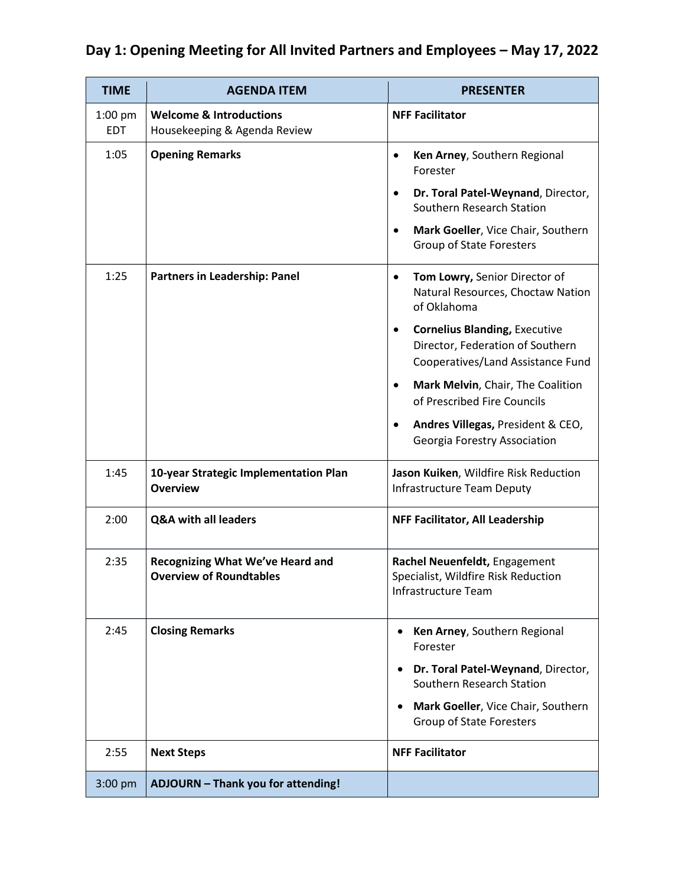## Day 1: Opening Meeting for All Invited Partners and Employees – May 17, 2022

| TIME | AGENDA ITEM | PRESENTER |
|---|---|---|
| 1:00 pm EDT | **Welcome & Introductions**<br>Housekeeping & Agenda Review | **NFF Facilitator** |
| 1:05 | **Opening Remarks** | • **Ken Arney**, Southern Regional Forester<br>• **Dr. Toral Patel-Weynand**, Director, Southern Research Station<br>• **Mark Goeller**, Vice Chair, Southern Group of State Foresters |
| 1:25 | **Partners in Leadership: Panel** | • **Tom Lowry,** Senior Director of Natural Resources, Choctaw Nation of Oklahoma<br>• **Cornelius Blanding,** Executive Director, Federation of Southern Cooperatives/Land Assistance Fund<br>• **Mark Melvin**, Chair, The Coalition of Prescribed Fire Councils<br>• **Andres Villegas,** President & CEO, Georgia Forestry Association |
| 1:45 | **10-year Strategic Implementation Plan Overview** | **Jason Kuiken**, Wildfire Risk Reduction Infrastructure Team Deputy |
| 2:00 | **Q&A with all leaders** | **NFF Facilitator, All Leadership** |
| 2:35 | **Recognizing What We've Heard and Overview of Roundtables** | **Rachel Neuenfeldt,** Engagement Specialist, Wildfire Risk Reduction Infrastructure Team |
| 2:45 | **Closing Remarks** | • **Ken Arney**, Southern Regional Forester<br>• **Dr. Toral Patel-Weynand**, Director, Southern Research Station<br>• **Mark Goeller**, Vice Chair, Southern Group of State Foresters |
| 2:55 | **Next Steps** | **NFF Facilitator** |
| 3:00 pm | **ADJOURN – Thank you for attending!** | |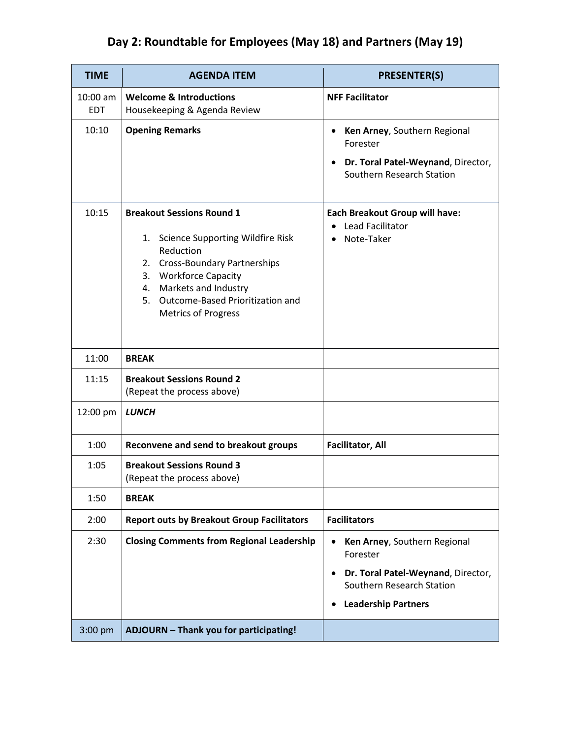## Day 2: Roundtable for Employees (May 18) and Partners (May 19)

| TIME | AGENDA ITEM | PRESENTER(S) |
|---|---|---|
| 10:00 am EDT | **Welcome & Introductions**<br>Housekeeping & Agenda Review | **NFF Facilitator** |
| 10:10 | **Opening Remarks** | • **Ken Arney**, Southern Regional Forester<br>• **Dr. Toral Patel-Weynand**, Director, Southern Research Station |
| 10:15 | **Breakout Sessions Round 1**<br>1. Science Supporting Wildfire Risk Reduction<br>2. Cross-Boundary Partnerships<br>3. Workforce Capacity<br>4. Markets and Industry<br>5. Outcome-Based Prioritization and Metrics of Progress | **Each Breakout Group will have:**<br>• Lead Facilitator<br>• Note-Taker |
| 11:00 | **BREAK** | |
| 11:15 | **Breakout Sessions Round 2**<br>(Repeat the process above) | |
| 12:00 pm | ***LUNCH*** | |
| 1:00 | **Reconvene and send to breakout groups** | **Facilitator, All** |
| 1:05 | **Breakout Sessions Round 3**<br>(Repeat the process above) | |
| 1:50 | **BREAK** | |
| 2:00 | **Report outs by Breakout Group Facilitators** | **Facilitators** |
| 2:30 | **Closing Comments from Regional Leadership** | • **Ken Arney**, Southern Regional Forester<br>• **Dr. Toral Patel-Weynand**, Director, Southern Research Station<br>• **Leadership Partners** |
| 3:00 pm | **ADJOURN – Thank you for participating!** | |